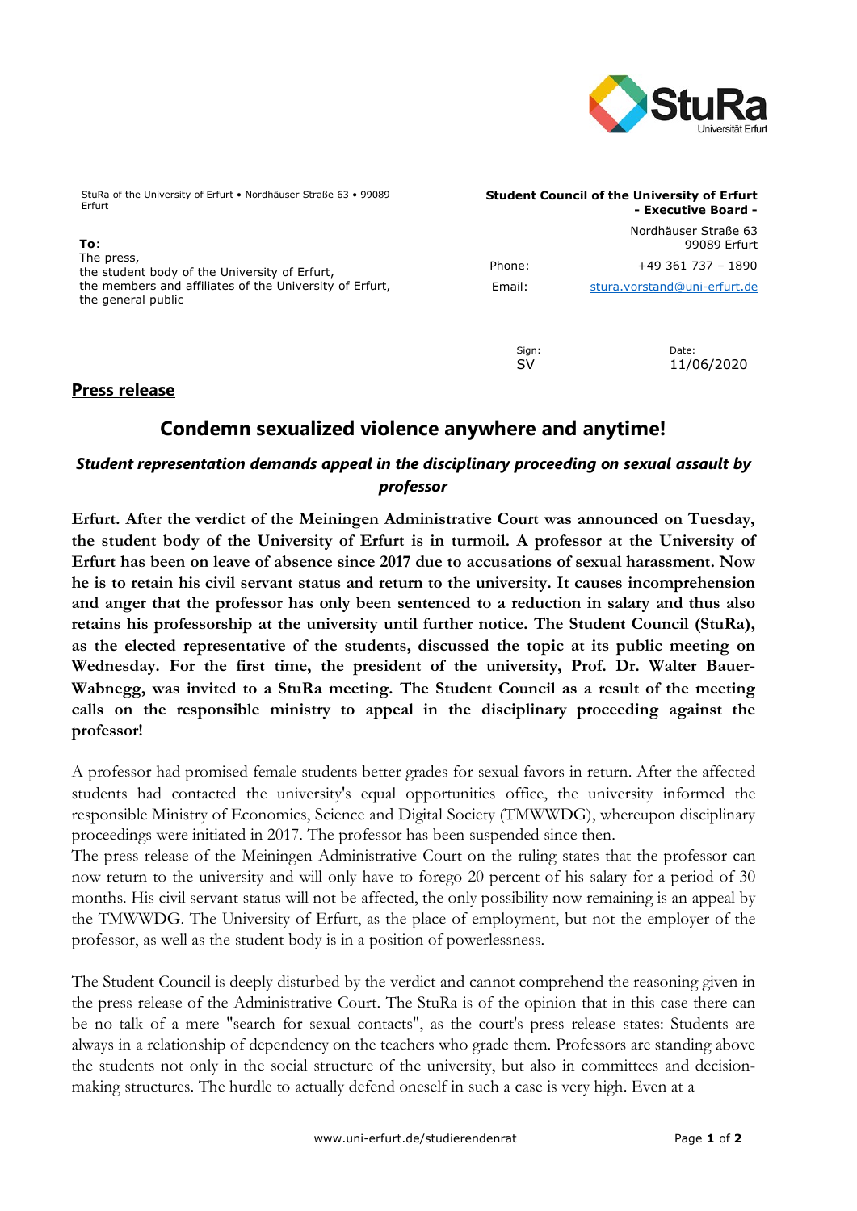StuRa of the University of Erfurt • Nordhäuser Straße 63 • 99089 Erfurt

**Student Council of the University of Erfurt**
**- Executive Board -**

Nordhäuser Straße 63
99089 Erfurt

Phone: +49 361 737 – 1890
Email: stura.vorstand@uni-erfurt.de

**To**:
The press,
the student body of the University of Erfurt,
the members and affiliates of the University of Erfurt,
the general public

Sign: SV
Date: 11/06/2020

**Press release**

# Condemn sexualized violence anywhere and anytime!

### *Student representation demands appeal in the disciplinary proceeding on sexual assault by professor*

**Erfurt. After the verdict of the Meiningen Administrative Court was announced on Tuesday, the student body of the University of Erfurt is in turmoil. A professor at the University of Erfurt has been on leave of absence since 2017 due to accusations of sexual harassment. Now he is to retain his civil servant status and return to the university. It causes incomprehension and anger that the professor has only been sentenced to a reduction in salary and thus also retains his professorship at the university until further notice. The Student Council (StuRa), as the elected representative of the students, discussed the topic at its public meeting on Wednesday. For the first time, the president of the university, Prof. Dr. Walter Bauer-Wabnegg, was invited to a StuRa meeting. The Student Council as a result of the meeting calls on the responsible ministry to appeal in the disciplinary proceeding against the professor!**

A professor had promised female students better grades for sexual favors in return. After the affected students had contacted the university's equal opportunities office, the university informed the responsible Ministry of Economics, Science and Digital Society (TMWWDG), whereupon disciplinary proceedings were initiated in 2017. The professor has been suspended since then.
The press release of the Meiningen Administrative Court on the ruling states that the professor can now return to the university and will only have to forego 20 percent of his salary for a period of 30 months. His civil servant status will not be affected, the only possibility now remaining is an appeal by the TMWWDG. The University of Erfurt, as the place of employment, but not the employer of the professor, as well as the student body is in a position of powerlessness.

The Student Council is deeply disturbed by the verdict and cannot comprehend the reasoning given in the press release of the Administrative Court. The StuRa is of the opinion that in this case there can be no talk of a mere "search for sexual contacts", as the court's press release states: Students are always in a relationship of dependency on the teachers who grade them. Professors are standing above the students not only in the social structure of the university, but also in committees and decision-making structures. The hurdle to actually defend oneself in such a case is very high. Even at a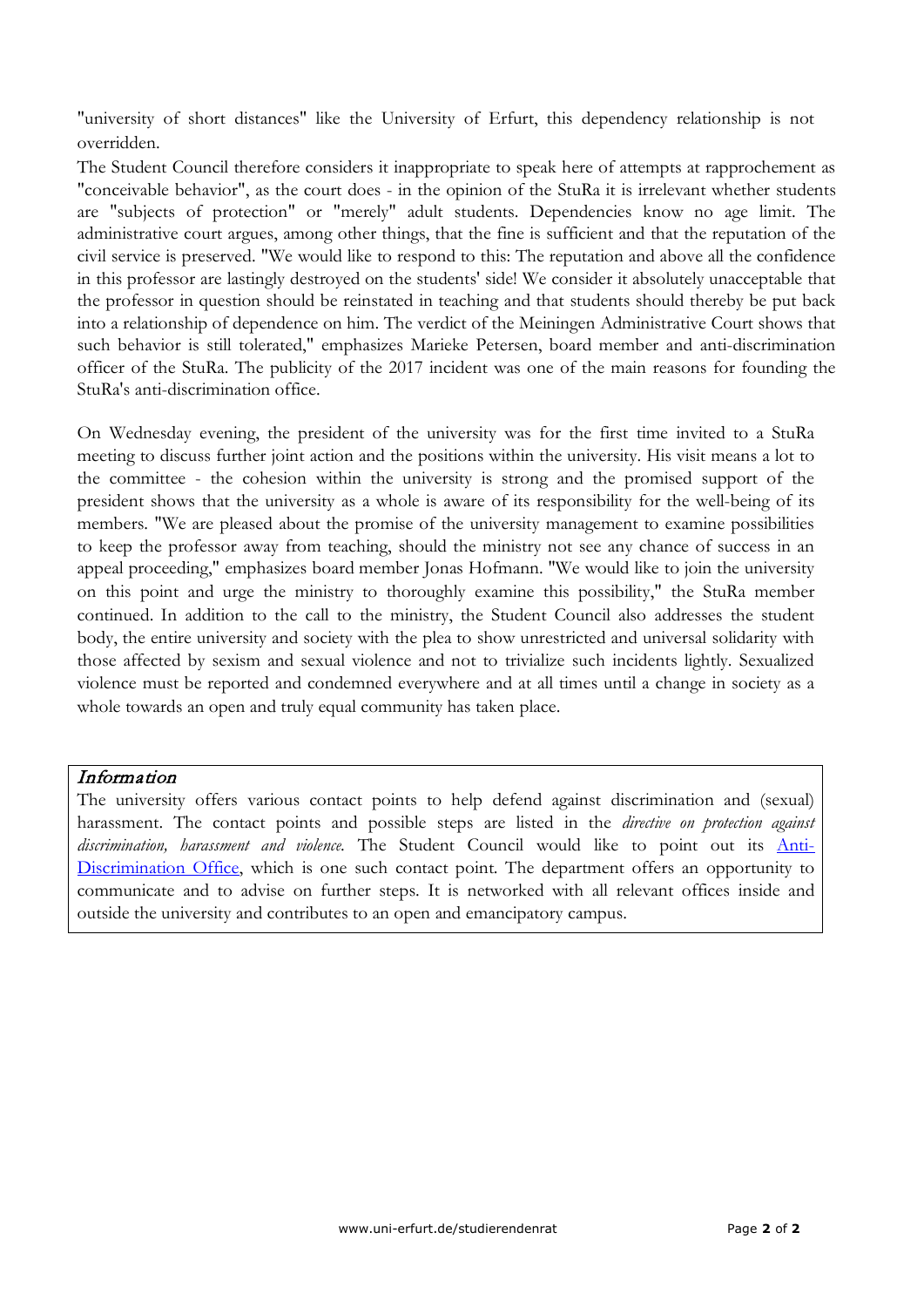"university of short distances" like the University of Erfurt, this dependency relationship is not overridden.

The Student Council therefore considers it inappropriate to speak here of attempts at rapprochement as "conceivable behavior", as the court does - in the opinion of the StuRa it is irrelevant whether students are "subjects of protection" or "merely" adult students. Dependencies know no age limit. The administrative court argues, among other things, that the fine is sufficient and that the reputation of the civil service is preserved. "We would like to respond to this: The reputation and above all the confidence in this professor are lastingly destroyed on the students' side! We consider it absolutely unacceptable that the professor in question should be reinstated in teaching and that students should thereby be put back into a relationship of dependence on him. The verdict of the Meiningen Administrative Court shows that such behavior is still tolerated," emphasizes Marieke Petersen, board member and anti-discrimination officer of the StuRa. The publicity of the 2017 incident was one of the main reasons for founding the StuRa's anti-discrimination office.

On Wednesday evening, the president of the university was for the first time invited to a StuRa meeting to discuss further joint action and the positions within the university. His visit means a lot to the committee - the cohesion within the university is strong and the promised support of the president shows that the university as a whole is aware of its responsibility for the well-being of its members. "We are pleased about the promise of the university management to examine possibilities to keep the professor away from teaching, should the ministry not see any chance of success in an appeal proceeding," emphasizes board member Jonas Hofmann. "We would like to join the university on this point and urge the ministry to thoroughly examine this possibility," the StuRa member continued. In addition to the call to the ministry, the Student Council also addresses the student body, the entire university and society with the plea to show unrestricted and universal solidarity with those affected by sexism and sexual violence and not to trivialize such incidents lightly. Sexualized violence must be reported and condemned everywhere and at all times until a change in society as a whole towards an open and truly equal community has taken place.

### *Information*

The university offers various contact points to help defend against discrimination and (sexual) harassment. The contact points and possible steps are listed in the *directive on protection against discrimination, harassment and violence.* The Student Council would like to point out its Anti-Discrimination Office, which is one such contact point. The department offers an opportunity to communicate and to advise on further steps. It is networked with all relevant offices inside and outside the university and contributes to an open and emancipatory campus.